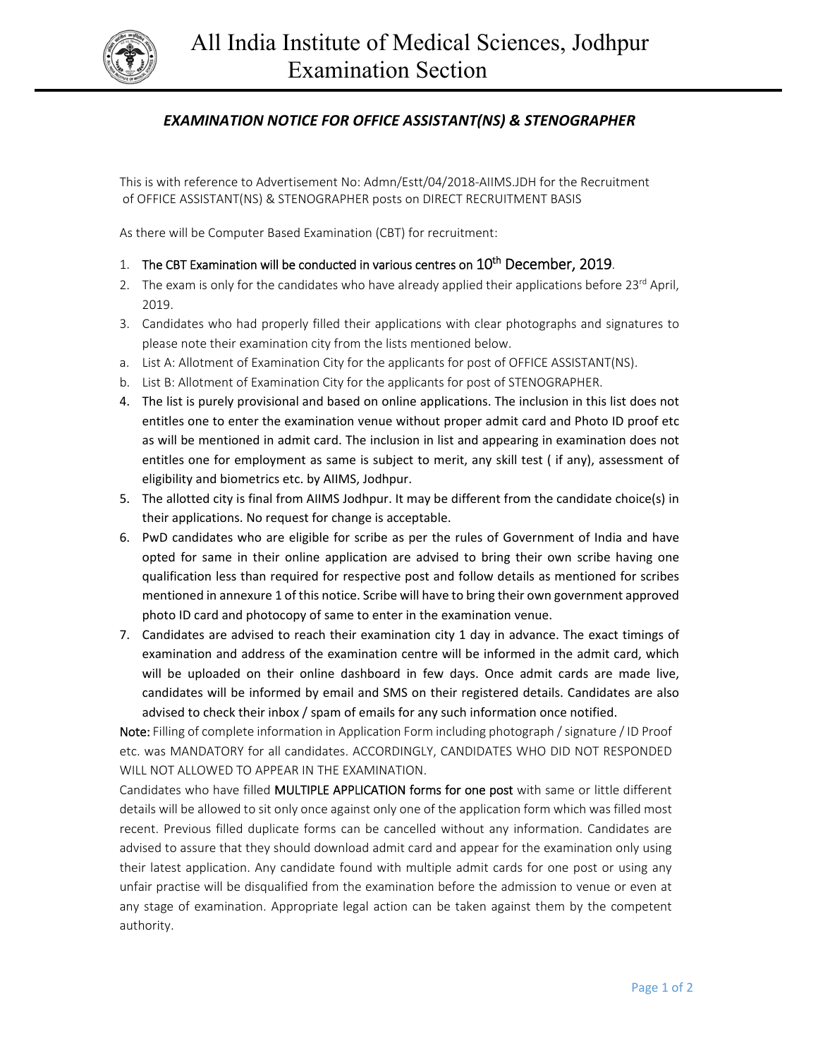# All India Institute of Medical Sciences, Jodhpur
## Examination Section

### *EXAMINATION NOTICE FOR OFFICE ASSISTANT(NS) & STENOGRAPHER*

This is with reference to Advertisement No: Admn/Estt/04/2018-AIIMS.JDH for the Recruitment of OFFICE ASSISTANT(NS) & STENOGRAPHER posts on DIRECT RECRUITMENT BASIS

As there will be Computer Based Examination (CBT) for recruitment:

1. The CBT Examination will be conducted in various centres on 10th December, 2019.
2. The exam is only for the candidates who have already applied their applications before 23rd April, 2019.
3. Candidates who had properly filled their applications with clear photographs and signatures to please note their examination city from the lists mentioned below.
   a. List A: Allotment of Examination City for the applicants for post of OFFICE ASSISTANT(NS).
   b. List B: Allotment of Examination City for the applicants for post of STENOGRAPHER.
4. The list is purely provisional and based on online applications. The inclusion in this list does not entitles one to enter the examination venue without proper admit card and Photo ID proof etc as will be mentioned in admit card. The inclusion in list and appearing in examination does not entitles one for employment as same is subject to merit, any skill test ( if any), assessment of eligibility and biometrics etc. by AIIMS, Jodhpur.
5. The allotted city is final from AIIMS Jodhpur. It may be different from the candidate choice(s) in their applications. No request for change is acceptable.
6. PwD candidates who are eligible for scribe as per the rules of Government of India and have opted for same in their online application are advised to bring their own scribe having one qualification less than required for respective post and follow details as mentioned for scribes mentioned in annexure 1 of this notice. Scribe will have to bring their own government approved photo ID card and photocopy of same to enter in the examination venue.
7. Candidates are advised to reach their examination city 1 day in advance. The exact timings of examination and address of the examination centre will be informed in the admit card, which will be uploaded on their online dashboard in few days. Once admit cards are made live, candidates will be informed by email and SMS on their registered details. Candidates are also advised to check their inbox / spam of emails for any such information once notified.

**Note:** Filling of complete information in Application Form including photograph / signature / ID Proof etc. was MANDATORY for all candidates. ACCORDINGLY, CANDIDATES WHO DID NOT RESPONDED WILL NOT ALLOWED TO APPEAR IN THE EXAMINATION.

Candidates who have filled **MULTIPLE APPLICATION forms for one post** with same or little different details will be allowed to sit only once against only one of the application form which was filled most recent. Previous filled duplicate forms can be cancelled without any information. Candidates are advised to assure that they should download admit card and appear for the examination only using their latest application. Any candidate found with multiple admit cards for one post or using any unfair practise will be disqualified from the examination before the admission to venue or even at any stage of examination. Appropriate legal action can be taken against them by the competent authority.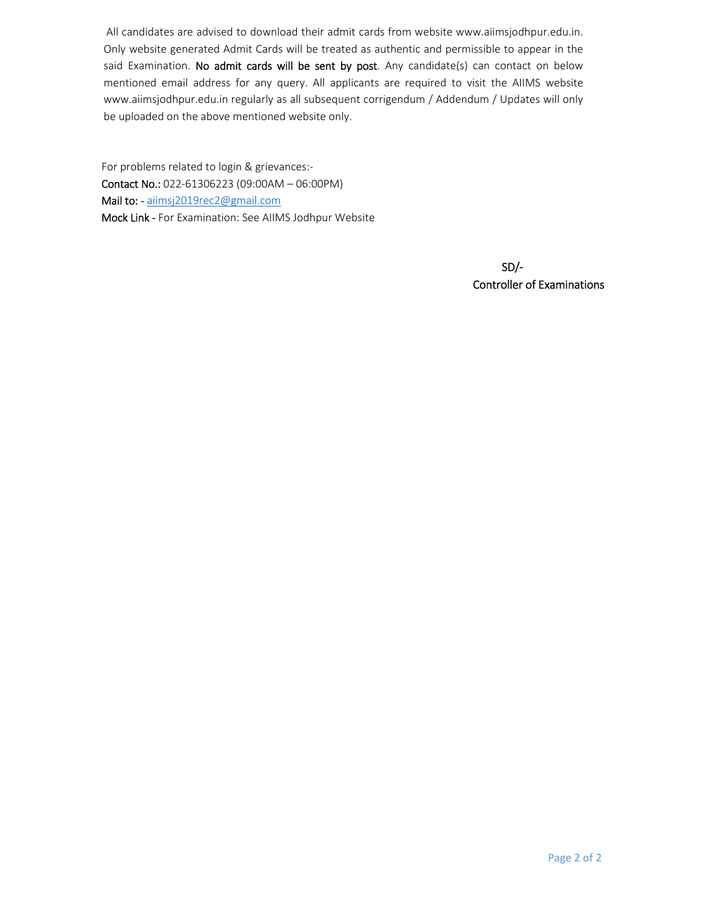All candidates are advised to download their admit cards from website www.aiimsjodhpur.edu.in. Only website generated Admit Cards will be treated as authentic and permissible to appear in the said Examination. **No admit cards will be sent by post**. Any candidate(s) can contact on below mentioned email address for any query. All applicants are required to visit the AIIMS website www.aiimsjodhpur.edu.in regularly as all subsequent corrigendum / Addendum / Updates will only be uploaded on the above mentioned website only.

For problems related to login & grievances:-

**Contact No.:** 022-61306223 (09:00AM – 06:00PM)

**Mail to: -** aiimsj2019rec2@gmail.com

**Mock Link -** For Examination: See AIIMS Jodhpur Website

SD/-

Controller of Examinations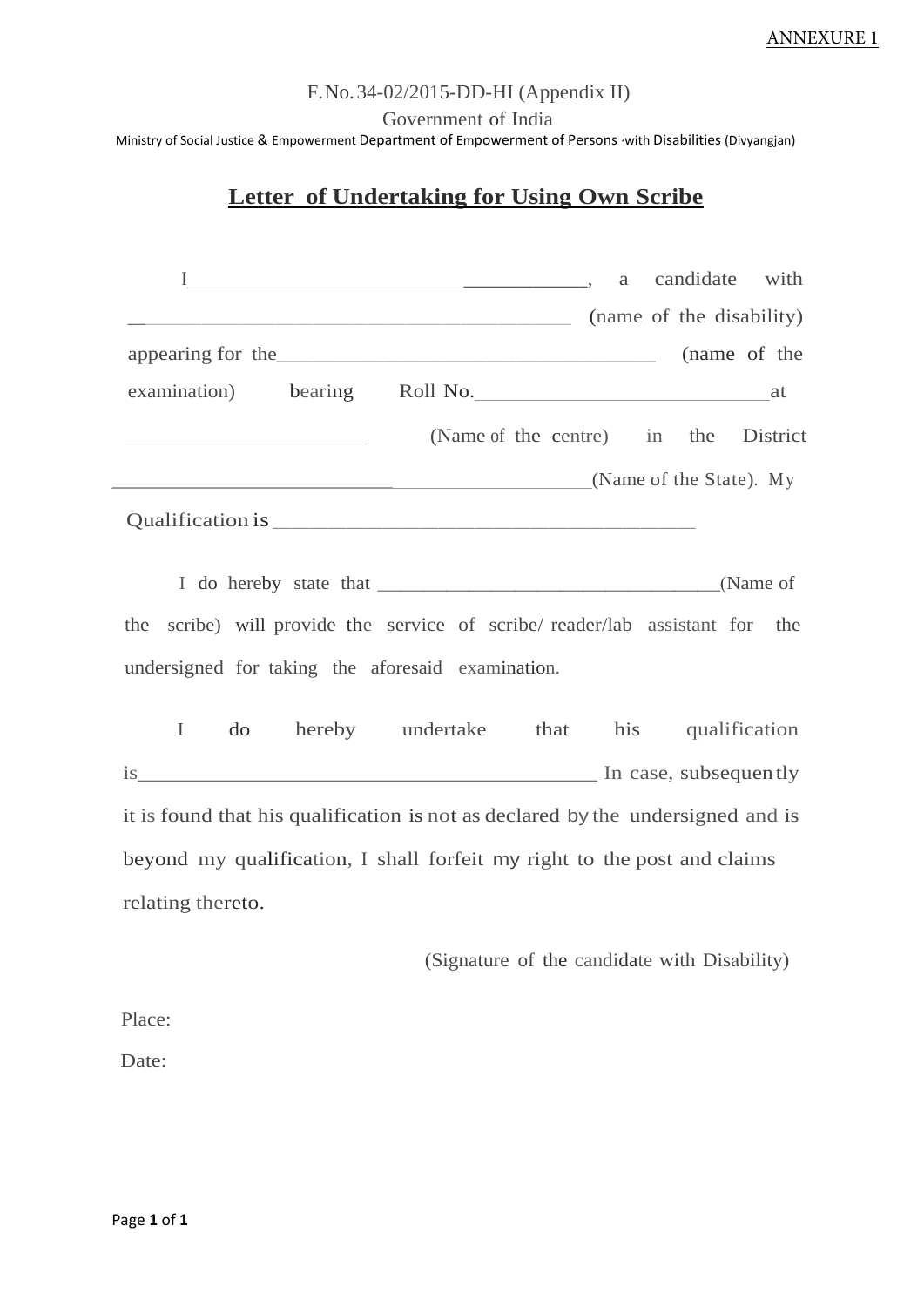ANNEXURE 1

F.No. 34-02/2015-DD-HI (Appendix II)

Government of India

Ministry of Social Justice & Empowerment Department of Empowerment of Persons with Disabilities (Divyangjan)

## Letter of Undertaking for Using Own Scribe

I______________________________________, a candidate with ________________________________________________ (name of the disability) appearing for the________________________________________ (name of the examination) bearing Roll No.______________________________at ________________________ (Name of the centre) in the District ________________________________________________(Name of the State). My Qualification is ____________________________________________

I do hereby state that __________________________________(Name of the scribe) will provide the service of scribe/ reader/lab assistant for the undersigned for taking the aforesaid examination.

I do hereby undertake that his qualification is_____________________________________________ In case, subsequently it is found that his qualification is not as declared by the undersigned and is beyond my qualification, I shall forfeit my right to the post and claims relating thereto.

(Signature of the candidate with Disability)

Place:

Date: